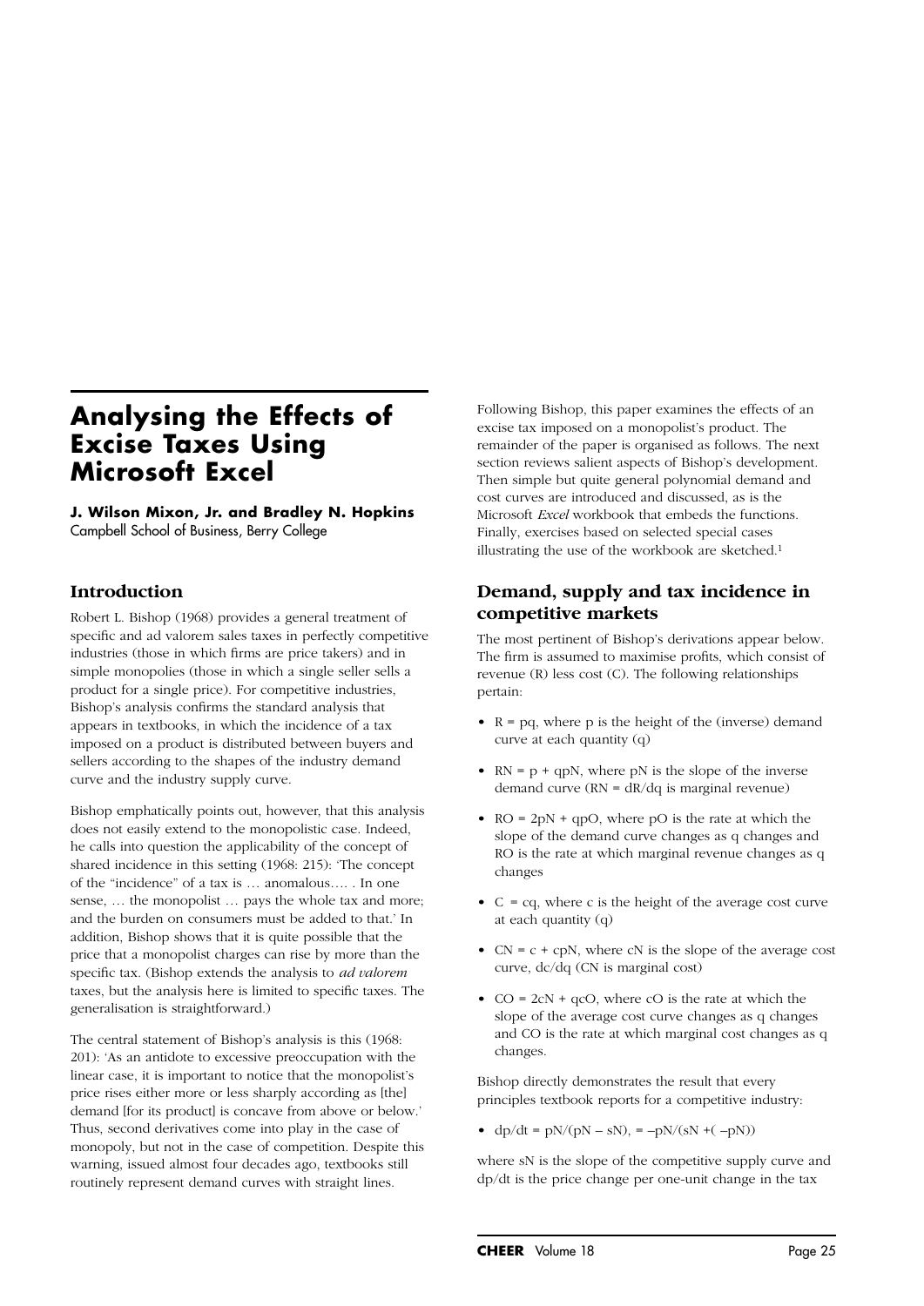# Analysing the Effects of Excise Taxes Using Microsoft Excel

**J. Wilson Mixon, Jr. and Bradley N. Hopkins**
Campbell School of Business, Berry College

## Introduction

Robert L. Bishop (1968) provides a general treatment of specific and ad valorem sales taxes in perfectly competitive industries (those in which firms are price takers) and in simple monopolies (those in which a single seller sells a product for a single price). For competitive industries, Bishop's analysis confirms the standard analysis that appears in textbooks, in which the incidence of a tax imposed on a product is distributed between buyers and sellers according to the shapes of the industry demand curve and the industry supply curve.

Bishop emphatically points out, however, that this analysis does not easily extend to the monopolistic case. Indeed, he calls into question the applicability of the concept of shared incidence in this setting (1968: 215): 'The concept of the "incidence" of a tax is … anomalous…. . In one sense, … the monopolist … pays the whole tax and more; and the burden on consumers must be added to that.' In addition, Bishop shows that it is quite possible that the price that a monopolist charges can rise by more than the specific tax. (Bishop extends the analysis to *ad valorem* taxes, but the analysis here is limited to specific taxes. The generalisation is straightforward.)

The central statement of Bishop's analysis is this (1968: 201): 'As an antidote to excessive preoccupation with the linear case, it is important to notice that the monopolist's price rises either more or less sharply according as [the] demand [for its product] is concave from above or below.' Thus, second derivatives come into play in the case of monopoly, but not in the case of competition. Despite this warning, issued almost four decades ago, textbooks still routinely represent demand curves with straight lines.

Following Bishop, this paper examines the effects of an excise tax imposed on a monopolist's product. The remainder of the paper is organised as follows. The next section reviews salient aspects of Bishop's development. Then simple but quite general polynomial demand and cost curves are introduced and discussed, as is the Microsoft *Excel* workbook that embeds the functions. Finally, exercises based on selected special cases illustrating the use of the workbook are sketched.[1]

## Demand, supply and tax incidence in competitive markets

The most pertinent of Bishop's derivations appear below. The firm is assumed to maximise profits, which consist of revenue (R) less cost (C). The following relationships pertain:

- R = pq, where p is the height of the (inverse) demand curve at each quantity (q)
- RN = p + qpN, where pN is the slope of the inverse demand curve (RN = dR/dq is marginal revenue)
- RO = 2pN + qpO, where pO is the rate at which the slope of the demand curve changes as q changes and RO is the rate at which marginal revenue changes as q changes
- C = cq, where c is the height of the average cost curve at each quantity (q)
- CN = c + cpN, where cN is the slope of the average cost curve, dc/dq (CN is marginal cost)
- CO = 2cN + qcO, where cO is the rate at which the slope of the average cost curve changes as q changes and CO is the rate at which marginal cost changes as q changes.

Bishop directly demonstrates the result that every principles textbook reports for a competitive industry:

- dp/dt = pN/(pN – sN), = –pN/(sN +( –pN))

where sN is the slope of the competitive supply curve and dp/dt is the price change per one-unit change in the tax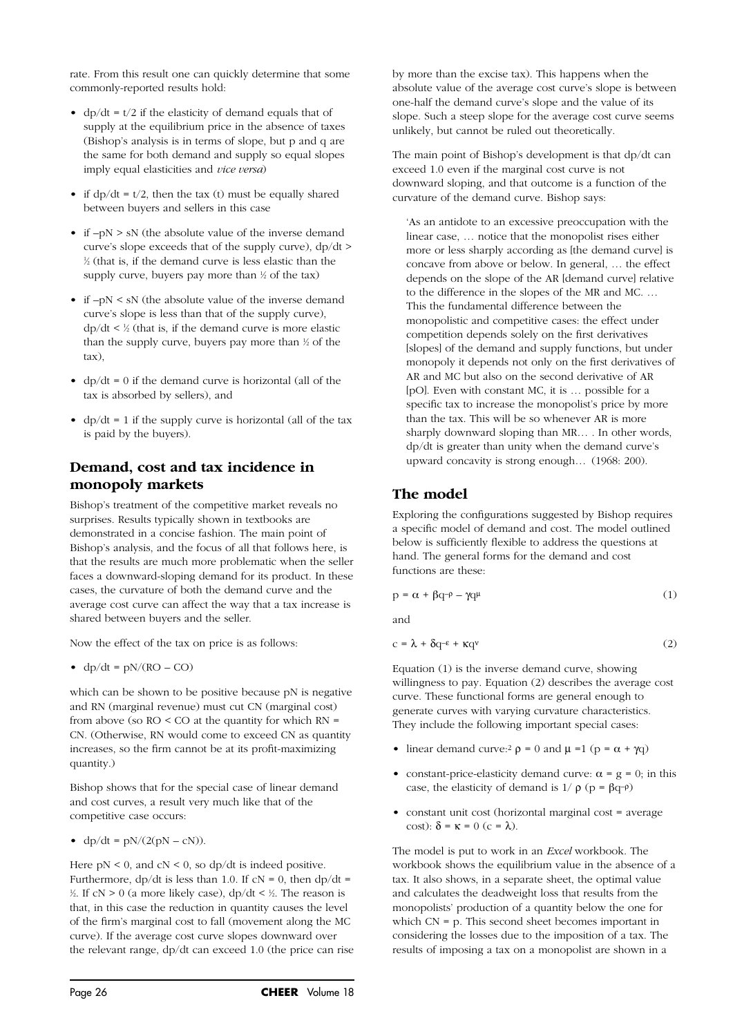rate. From this result one can quickly determine that some commonly-reported results hold:

- $dp/dt = t/2$ if the elasticity of demand equals that of supply at the equilibrium price in the absence of taxes (Bishop's analysis is in terms of slope, but p and q are the same for both demand and supply so equal slopes imply equal elasticities and *vice versa*)
- if $dp/dt = t/2$, then the tax (t) must be equally shared between buyers and sellers in this case
- if $-pN > sN$ (the absolute value of the inverse demand curve's slope exceeds that of the supply curve), $dp/dt > ½$ (that is, if the demand curve is less elastic than the supply curve, buyers pay more than ½ of the tax)
- if $-pN < sN$ (the absolute value of the inverse demand curve's slope is less than that of the supply curve), $dp/dt < ½$ (that is, if the demand curve is more elastic than the supply curve, buyers pay more than ½ of the tax),
- $dp/dt = 0$ if the demand curve is horizontal (all of the tax is absorbed by sellers), and
- $dp/dt = 1$ if the supply curve is horizontal (all of the tax is paid by the buyers).

## Demand, cost and tax incidence in monopoly markets

Bishop's treatment of the competitive market reveals no surprises. Results typically shown in textbooks are demonstrated in a concise fashion. The main point of Bishop's analysis, and the focus of all that follows here, is that the results are much more problematic when the seller faces a downward-sloping demand for its product. In these cases, the curvature of both the demand curve and the average cost curve can affect the way that a tax increase is shared between buyers and the seller.

Now the effect of the tax on price is as follows:

- $dp/dt = pN/(RO - CO)$

which can be shown to be positive because pN is negative and RN (marginal revenue) must cut CN (marginal cost) from above (so RO < CO at the quantity for which RN = CN. (Otherwise, RN would come to exceed CN as quantity increases, so the firm cannot be at its profit-maximizing quantity.)

Bishop shows that for the special case of linear demand and cost curves, a result very much like that of the competitive case occurs:

- $dp/dt = pN/(2(pN - cN))$.

Here $pN < 0$, and $cN < 0$, so dp/dt is indeed positive. Furthermore, dp/dt is less than 1.0. If $cN = 0$, then $dp/dt = ½$. If $cN > 0$ (a more likely case), $dp/dt < ½$. The reason is that, in this case the reduction in quantity causes the level of the firm's marginal cost to fall (movement along the MC curve). If the average cost curve slopes downward over the relevant range, dp/dt can exceed 1.0 (the price can rise by more than the excise tax). This happens when the absolute value of the average cost curve's slope is between one-half the demand curve's slope and the value of its slope. Such a steep slope for the average cost curve seems unlikely, but cannot be ruled out theoretically.

The main point of Bishop's development is that dp/dt can exceed 1.0 even if the marginal cost curve is not downward sloping, and that outcome is a function of the curvature of the demand curve. Bishop says:

> 'As an antidote to an excessive preoccupation with the linear case, … notice that the monopolist rises either more or less sharply according as [the demand curve] is concave from above or below. In general, … the effect depends on the slope of the AR [demand curve] relative to the difference in the slopes of the MR and MC. … This the fundamental difference between the monopolistic and competitive cases: the effect under competition depends solely on the first derivatives [slopes] of the demand and supply functions, but under monopoly it depends not only on the first derivatives of AR and MC but also on the second derivative of AR [pO]. Even with constant MC, it is … possible for a specific tax to increase the monopolist's price by more than the tax. This will be so whenever AR is more sharply downward sloping than MR… . In other words, dp/dt is greater than unity when the demand curve's upward concavity is strong enough… (1968: 200).

## The model

Exploring the configurations suggested by Bishop requires a specific model of demand and cost. The model outlined below is sufficiently flexible to address the questions at hand. The general forms for the demand and cost functions are these:

$$p = \alpha + \beta q^{-\rho} - \gamma q^{\mu} \tag{1}$$

and

$$c = \lambda + \delta q^{-\varepsilon} + \kappa q^{\nu} \tag{2}$$

Equation (1) is the inverse demand curve, showing willingness to pay. Equation (2) describes the average cost curve. These functional forms are general enough to generate curves with varying curvature characteristics. They include the following important special cases:

- linear demand curve:[2] $\rho = 0$ and $\mu = 1$ ($p = \alpha + \gamma q$)
- constant-price-elasticity demand curve: $\alpha = g = 0$; in this case, the elasticity of demand is $1/\rho$ ($p = \beta q^{-\rho}$)
- constant unit cost (horizontal marginal cost = average cost): $\delta = \kappa = 0$ ($c = \lambda$).

The model is put to work in an *Excel* workbook. The workbook shows the equilibrium value in the absence of a tax. It also shows, in a separate sheet, the optimal value and calculates the deadweight loss that results from the monopolists' production of a quantity below the one for which CN = p. This second sheet becomes important in considering the losses due to the imposition of a tax. The results of imposing a tax on a monopolist are shown in a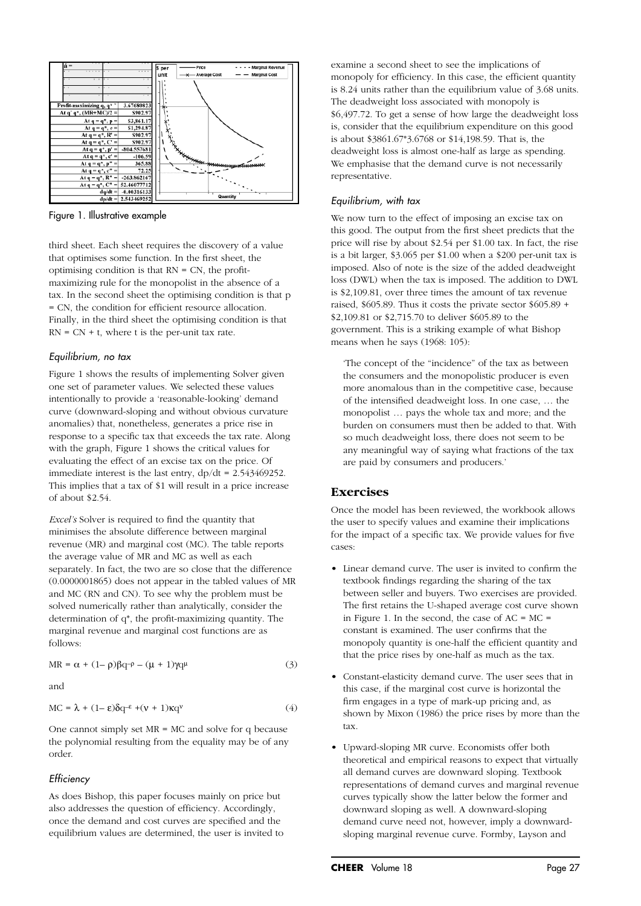Figure 1. Illustrative example

third sheet. Each sheet requires the discovery of a value that optimises some function. In the first sheet, the optimising condition is that RN = CN, the profit-maximizing rule for the monopolist in the absence of a tax. In the second sheet the optimising condition is that p = CN, the condition for efficient resource allocation. Finally, in the third sheet the optimising condition is that RN = CN + t, where t is the per-unit tax rate.

### *Equilibrium, no tax*

Figure 1 shows the results of implementing Solver given one set of parameter values. We selected these values intentionally to provide a 'reasonable-looking' demand curve (downward-sloping and without obvious curvature anomalies) that, nonetheless, generates a price rise in response to a specific tax that exceeds the tax rate. Along with the graph, Figure 1 shows the critical values for evaluating the effect of an excise tax on the price. Of immediate interest is the last entry, dp/dt = 2.543469252. This implies that a tax of $1 will result in a price increase of about $2.54.

*Excel's* Solver is required to find the quantity that minimises the absolute difference between marginal revenue (MR) and marginal cost (MC). The table reports the average value of MR and MC as well as each separately. In fact, the two are so close that the difference (0.0000001865) does not appear in the tabled values of MR and MC (RN and CN). To see why the problem must be solved numerically rather than analytically, consider the determination of q*, the profit-maximizing quantity. The marginal revenue and marginal cost functions are as follows:

$$MR = \alpha + (1-\rho)\beta q^{-\rho} - (\mu + 1)\gamma q^{\mu} \tag{3}$$

and

$$MC = \lambda + (1-\varepsilon)\delta q^{-\varepsilon} + (\nu + 1)\kappa q^{\nu} \tag{4}$$

One cannot simply set MR = MC and solve for q because the polynomial resulting from the equality may be of any order.

### *Efficiency*

As does Bishop, this paper focuses mainly on price but also addresses the question of efficiency. Accordingly, once the demand and cost curves are specified and the equilibrium values are determined, the user is invited to examine a second sheet to see the implications of monopoly for efficiency. In this case, the efficient quantity is 8.24 units rather than the equilibrium value of 3.68 units. The deadweight loss associated with monopoly is $6,497.72. To get a sense of how large the deadweight loss is, consider that the equilibrium expenditure on this good is about $3861.67*3.6768 or $14,198.59. That is, the deadweight loss is almost one-half as large as spending. We emphasise that the demand curve is not necessarily representative.

### *Equilibrium, with tax*

We now turn to the effect of imposing an excise tax on this good. The output from the first sheet predicts that the price will rise by about $2.54 per $1.00 tax. In fact, the rise is a bit larger, $3.065 per $1.00 when a $200 per-unit tax is imposed. Also of note is the size of the added deadweight loss (DWL) when the tax is imposed. The addition to DWL is $2,109.81, over three times the amount of tax revenue raised, $605.89. Thus it costs the private sector $605.89 + $2,109.81 or $2,715.70 to deliver $605.89 to the government. This is a striking example of what Bishop means when he says (1968: 105):

> 'The concept of the "incidence" of the tax as between the consumers and the monopolistic producer is even more anomalous than in the competitive case, because of the intensified deadweight loss. In one case, … the monopolist … pays the whole tax and more; and the burden on consumers must then be added to that. With so much deadweight loss, there does not seem to be any meaningful way of saying what fractions of the tax are paid by consumers and producers.'

## Exercises

Once the model has been reviewed, the workbook allows the user to specify values and examine their implications for the impact of a specific tax. We provide values for five cases:

- Linear demand curve. The user is invited to confirm the textbook findings regarding the sharing of the tax between seller and buyers. Two exercises are provided. The first retains the U-shaped average cost curve shown in Figure 1. In the second, the case of AC = MC = constant is examined. The user confirms that the monopoly quantity is one-half the efficient quantity and that the price rises by one-half as much as the tax.
- Constant-elasticity demand curve. The user sees that in this case, if the marginal cost curve is horizontal the firm engages in a type of mark-up pricing and, as shown by Mixon (1986) the price rises by more than the tax.
- Upward-sloping MR curve. Economists offer both theoretical and empirical reasons to expect that virtually all demand curves are downward sloping. Textbook representations of demand curves and marginal revenue curves typically show the latter below the former and downward sloping as well. A downward-sloping demand curve need not, however, imply a downward-sloping marginal revenue curve. Formby, Layson and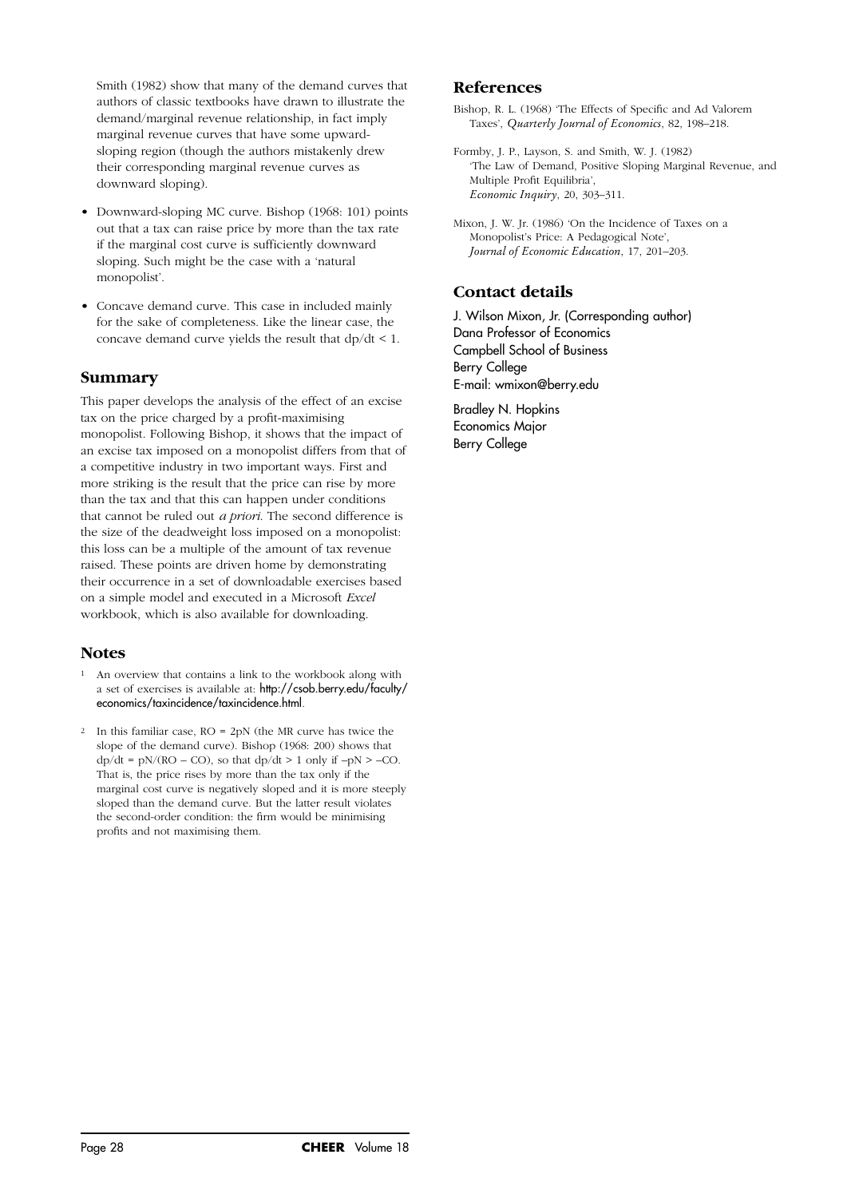Smith (1982) show that many of the demand curves that authors of classic textbooks have drawn to illustrate the demand/marginal revenue relationship, in fact imply marginal revenue curves that have some upward-sloping region (though the authors mistakenly drew their corresponding marginal revenue curves as downward sloping).

- Downward-sloping MC curve. Bishop (1968: 101) points out that a tax can raise price by more than the tax rate if the marginal cost curve is sufficiently downward sloping. Such might be the case with a 'natural monopolist'.
- Concave demand curve. This case in included mainly for the sake of completeness. Like the linear case, the concave demand curve yields the result that $dp/dt < 1$.

## Summary

This paper develops the analysis of the effect of an excise tax on the price charged by a profit-maximising monopolist. Following Bishop, it shows that the impact of an excise tax imposed on a monopolist differs from that of a competitive industry in two important ways. First and more striking is the result that the price can rise by more than the tax and that this can happen under conditions that cannot be ruled out *a priori*. The second difference is the size of the deadweight loss imposed on a monopolist: this loss can be a multiple of the amount of tax revenue raised. These points are driven home by demonstrating their occurrence in a set of downloadable exercises based on a simple model and executed in a Microsoft *Excel* workbook, which is also available for downloading.

## Notes

[1] An overview that contains a link to the workbook along with a set of exercises is available at: http://csob.berry.edu/faculty/economics/taxincidence/taxincidence.html.

[2] In this familiar case, $RO = 2pN$ (the MR curve has twice the slope of the demand curve). Bishop (1968: 200) shows that $dp/dt = pN/(RO - CO)$, so that $dp/dt > 1$ only if $-pN > -CO$. That is, the price rises by more than the tax only if the marginal cost curve is negatively sloped and it is more steeply sloped than the demand curve. But the latter result violates the second-order condition: the firm would be minimising profits and not maximising them.

## References

Bishop, R. L. (1968) 'The Effects of Specific and Ad Valorem Taxes', *Quarterly Journal of Economics*, 82, 198–218.

Formby, J. P., Layson, S. and Smith, W. J. (1982) 'The Law of Demand, Positive Sloping Marginal Revenue, and Multiple Profit Equilibria', *Economic Inquiry*, 20, 303–311.

Mixon, J. W. Jr. (1986) 'On the Incidence of Taxes on a Monopolist's Price: A Pedagogical Note', *Journal of Economic Education*, 17, 201–203.

## Contact details

J. Wilson Mixon, Jr. (Corresponding author)
Dana Professor of Economics
Campbell School of Business
Berry College
E-mail: wmixon@berry.edu

Bradley N. Hopkins
Economics Major
Berry College